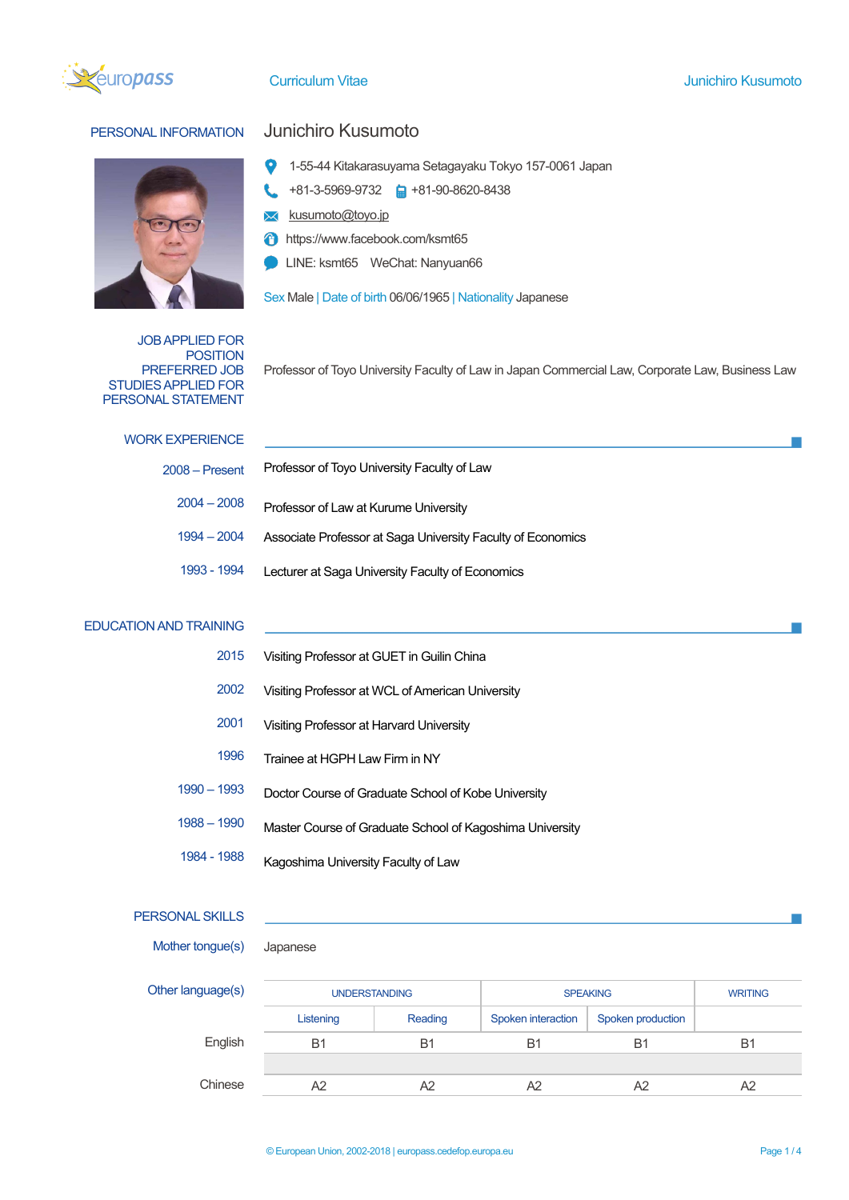Curriculum Vitae — Junichiro Kusumoto

## PERSONAL INFORMATION

### Junichiro Kusumoto

1-55-44 Kitakarasuyama Setagayaku Tokyo 157-0061 Japan

+81-3-5969-9732    +81-90-8620-8438

kusumoto@toyo.jp

https://www.facebook.com/ksmt65

LINE: ksmt65    WeChat: Nanyuan66

Sex Male | Date of birth 06/06/1965 | Nationality Japanese

**JOB APPLIED FOR / POSITION / PREFERRED JOB / STUDIES APPLIED FOR / PERSONAL STATEMENT**

Professor of Toyo University Faculty of Law in Japan Commercial Law, Corporate Law, Business Law

## WORK EXPERIENCE

- **2008 – Present** Professor of Toyo University Faculty of Law
- **2004 – 2008** Professor of Law at Kurume University
- **1994 – 2004** Associate Professor at Saga University Faculty of Economics
- **1993 - 1994** Lecturer at Saga University Faculty of Economics

## EDUCATION AND TRAINING

- **2015** Visiting Professor at GUET in Guilin China
- **2002** Visiting Professor at WCL of American University
- **2001** Visiting Professor at Harvard University
- **1996** Trainee at HGPH Law Firm in NY
- **1990 – 1993** Doctor Course of Graduate School of Kobe University
- **1988 – 1990** Master Course of Graduate School of Kagoshima University
- **1984 - 1988** Kagoshima University Faculty of Law

## PERSONAL SKILLS

**Mother tongue(s)** Japanese

**Other language(s)**

| | UNDERSTANDING | | SPEAKING | | WRITING |
|---|---|---|---|---|---|
| | Listening | Reading | Spoken interaction | Spoken production | |
| English | B1 | B1 | B1 | B1 | B1 |
| Chinese | A2 | A2 | A2 | A2 | A2 |

© European Union, 2002-2018 | europass.cedefop.europa.eu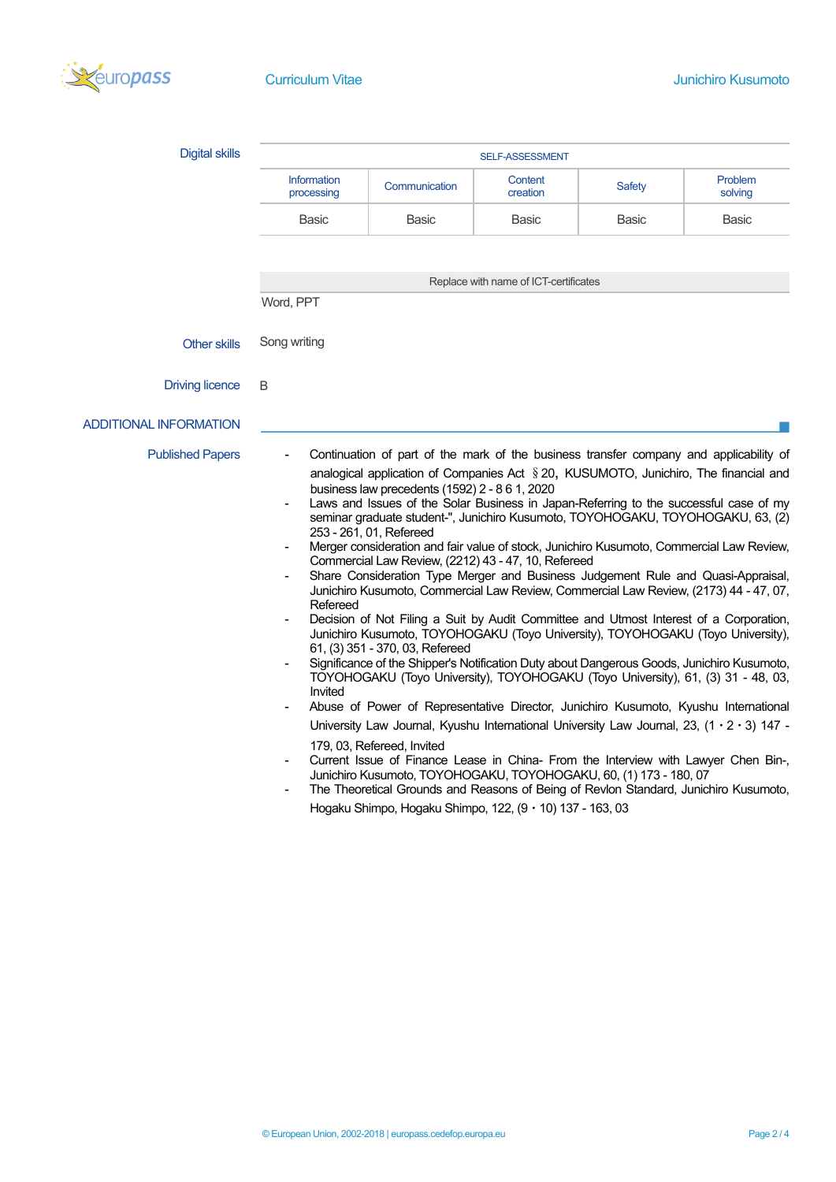### Digital skills

| SELF-ASSESSMENT | | | | |
|---|---|---|---|---|
| Information processing | Communication | Content creation | Safety | Problem solving |
| Basic | Basic | Basic | Basic | Basic |

Replace with name of ICT-certificates

Word, PPT

### Other skills

Song writing

### Driving licence

B

## ADDITIONAL INFORMATION

### Published Papers

- Continuation of part of the mark of the business transfer company and applicability of analogical application of Companies Act §20, KUSUMOTO, Junichiro, The financial and business law precedents (1592) 2 - 8 6 1, 2020
- Laws and Issues of the Solar Business in Japan-Referring to the successful case of my seminar graduate student-", Junichiro Kusumoto, TOYOHOGAKU, TOYOHOGAKU, 63, (2) 253 - 261, 01, Refereed
- Merger consideration and fair value of stock, Junichiro Kusumoto, Commercial Law Review, Commercial Law Review, (2212) 43 - 47, 10, Refereed
- Share Consideration Type Merger and Business Judgement Rule and Quasi-Appraisal, Junichiro Kusumoto, Commercial Law Review, Commercial Law Review, (2173) 44 - 47, 07, Refereed
- Decision of Not Filing a Suit by Audit Committee and Utmost Interest of a Corporation, Junichiro Kusumoto, TOYOHOGAKU (Toyo University), TOYOHOGAKU (Toyo University), 61, (3) 351 - 370, 03, Refereed
- Significance of the Shipper's Notification Duty about Dangerous Goods, Junichiro Kusumoto, TOYOHOGAKU (Toyo University), TOYOHOGAKU (Toyo University), 61, (3) 31 - 48, 03, Invited
- Abuse of Power of Representative Director, Junichiro Kusumoto, Kyushu International University Law Journal, Kyushu International University Law Journal, 23, (1・2・3) 147 - 179, 03, Refereed, Invited
- Current Issue of Finance Lease in China- From the Interview with Lawyer Chen Bin-, Junichiro Kusumoto, TOYOHOGAKU, TOYOHOGAKU, 60, (1) 173 - 180, 07
- The Theoretical Grounds and Reasons of Being of Revlon Standard, Junichiro Kusumoto, Hogaku Shimpo, Hogaku Shimpo, 122, (9・10) 137 - 163, 03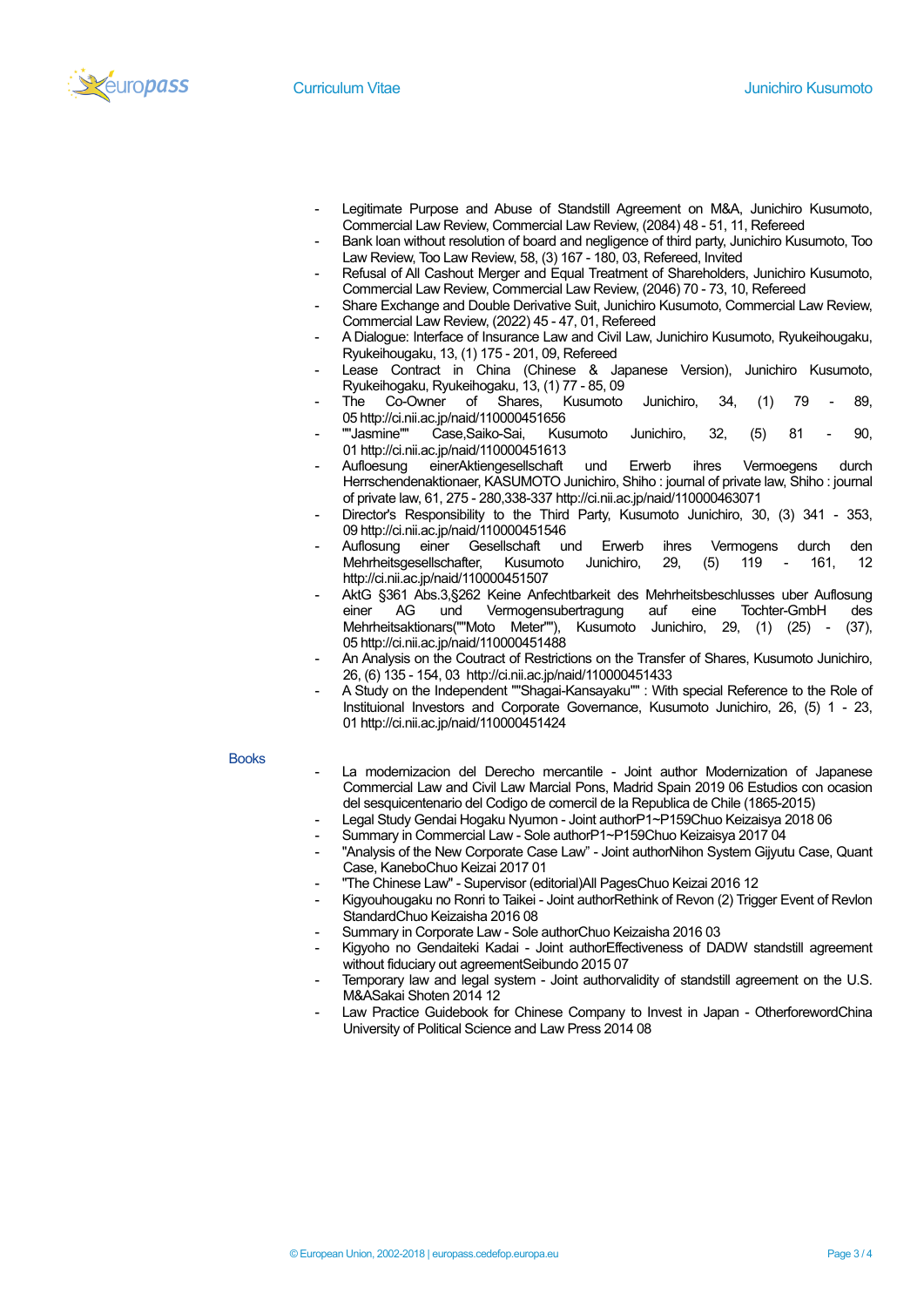- Legitimate Purpose and Abuse of Standstill Agreement on M&A, Junichiro Kusumoto, Commercial Law Review, Commercial Law Review, (2084) 48 - 51, 11, Refereed
- Bank loan without resolution of board and negligence of third party, Junichiro Kusumoto, Too Law Review, Too Law Review, 58, (3) 167 - 180, 03, Refereed, Invited
- Refusal of All Cashout Merger and Equal Treatment of Shareholders, Junichiro Kusumoto, Commercial Law Review, Commercial Law Review, (2046) 70 - 73, 10, Refereed
- Share Exchange and Double Derivative Suit, Junichiro Kusumoto, Commercial Law Review, Commercial Law Review, (2022) 45 - 47, 01, Refereed
- A Dialogue: Interface of Insurance Law and Civil Law, Junichiro Kusumoto, Ryukeihougaku, Ryukeihougaku, 13, (1) 175 - 201, 09, Refereed
- Lease Contract in China (Chinese & Japanese Version), Junichiro Kusumoto, Ryukeihogaku, Ryukeihogaku, 13, (1) 77 - 85, 09
- The Co-Owner of Shares, Kusumoto Junichiro, 34, (1) 79 - 89, 05 http://ci.nii.ac.jp/naid/110000451656
- ""Jasmine"" Case,Saiko-Sai, Kusumoto Junichiro, 32, (5) 81 - 90, 01 http://ci.nii.ac.jp/naid/110000451613
- Aufloesung einerAktiengesellschaft und Erwerb ihres Vermoegens durch Herrschendenaktionaer, KASUMOTO Junichiro, Shiho : journal of private law, Shiho : journal of private law, 61, 275 - 280,338-337 http://ci.nii.ac.jp/naid/110000463071
- Director's Responsibility to the Third Party, Kusumoto Junichiro, 30, (3) 341 - 353, 09 http://ci.nii.ac.jp/naid/110000451546
- Auflosung einer Gesellschaft und Erwerb ihres Vermogens durch den Mehrheitsgesellschafter, Kusumoto Junichiro, 29, (5) 119 - 161, 12 http://ci.nii.ac.jp/naid/110000451507
- AktG §361 Abs.3,§262 Keine Anfechtbarkeit des Mehrheitsbeschlusses uber Auflosung einer AG und Vermogensubertragung auf eine Tochter-GmbH des Mehrheitsaktionars(""Moto Meter""), Kusumoto Junichiro, 29, (1) (25) - (37), 05 http://ci.nii.ac.jp/naid/110000451488
- An Analysis on the Coutract of Restrictions on the Transfer of Shares, Kusumoto Junichiro, 26, (6) 135 - 154, 03 http://ci.nii.ac.jp/naid/110000451433
- A Study on the Independent ""Shagai-Kansayaku"" : With special Reference to the Role of Instituional Investors and Corporate Governance, Kusumoto Junichiro, 26, (5) 1 - 23, 01 http://ci.nii.ac.jp/naid/110000451424

## Books

- La modernizacion del Derecho mercantile - Joint author Modernization of Japanese Commercial Law and Civil Law Marcial Pons, Madrid Spain 2019 06 Estudios con ocasion del sesquicentenario del Codigo de comercil de la Republica de Chile (1865-2015)
- Legal Study Gendai Hogaku Nyumon - Joint authorP1~P159Chuo Keizaisya 2018 06
- Summary in Commercial Law - Sole authorP1~P159Chuo Keizaisya 2017 04
- "Analysis of the New Corporate Case Law" - Joint authorNihon System Gijyutu Case, Quant Case, KaneboChuo Keizai 2017 01
- "The Chinese Law" - Supervisor (editorial)All PagesChuo Keizai 2016 12
- Kigyouhougaku no Ronri to Taikei - Joint authorRethink of Revon (2) Trigger Event of Revlon StandardChuo Keizaisha 2016 08
- Summary in Corporate Law - Sole authorChuo Keizaisha 2016 03
- Kigyoho no Gendaiteki Kadai - Joint authorEffectiveness of DADW standstill agreement without fiduciary out agreementSeibundo 2015 07
- Temporary law and legal system - Joint authorvalidity of standstill agreement on the U.S. M&ASakai Shoten 2014 12
- Law Practice Guidebook for Chinese Company to Invest in Japan - OtherforewordChina University of Political Science and Law Press 2014 08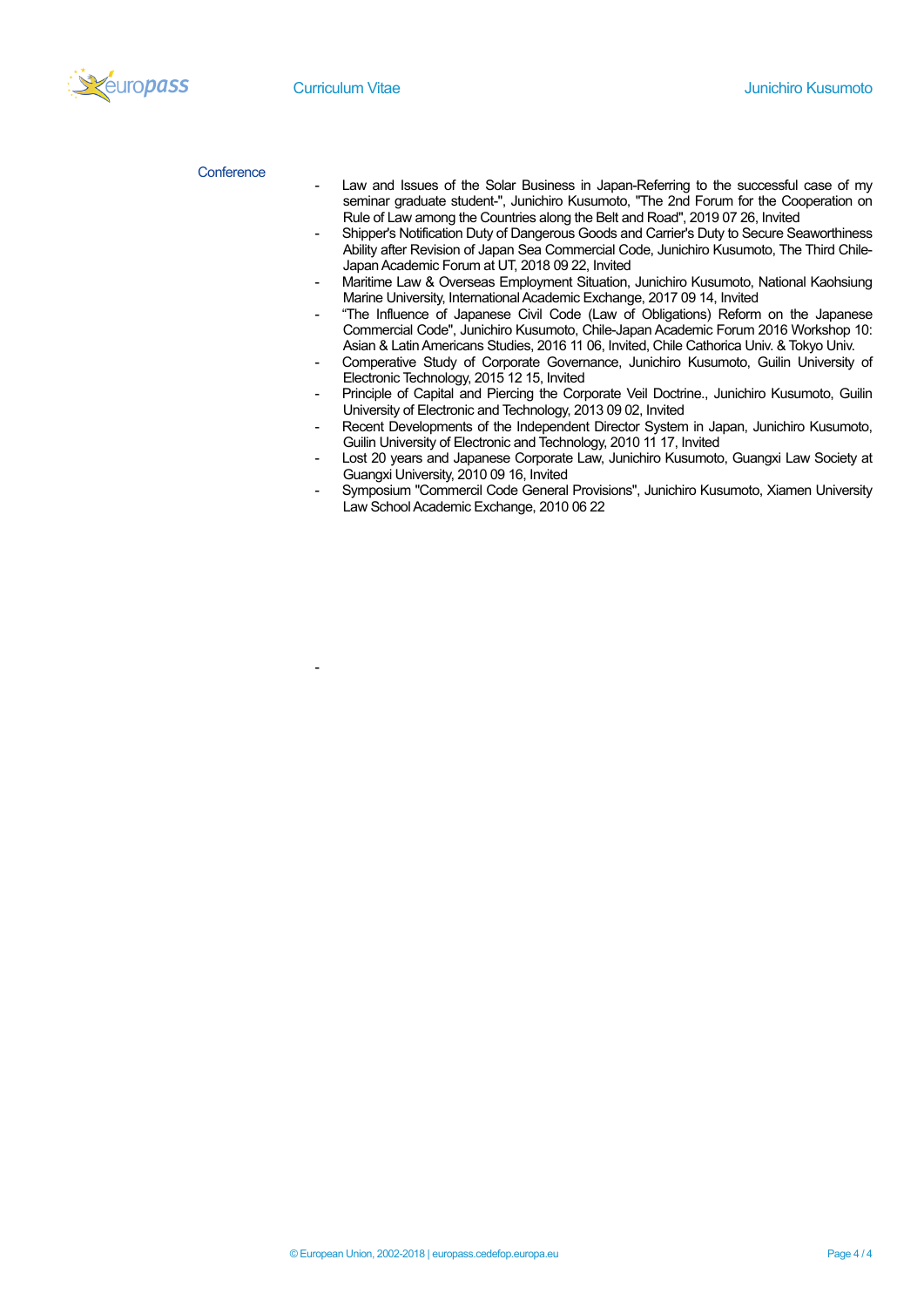Conference

- Law and Issues of the Solar Business in Japan-Referring to the successful case of my seminar graduate student-", Junichiro Kusumoto, "The 2nd Forum for the Cooperation on Rule of Law among the Countries along the Belt and Road", 2019 07 26, Invited
- Shipper's Notification Duty of Dangerous Goods and Carrier's Duty to Secure Seaworthiness Ability after Revision of Japan Sea Commercial Code, Junichiro Kusumoto, The Third Chile-Japan Academic Forum at UT, 2018 09 22, Invited
- Maritime Law & Overseas Employment Situation, Junichiro Kusumoto, National Kaohsiung Marine University, International Academic Exchange, 2017 09 14, Invited
- "The Influence of Japanese Civil Code (Law of Obligations) Reform on the Japanese Commercial Code", Junichiro Kusumoto, Chile-Japan Academic Forum 2016 Workshop 10: Asian & Latin Americans Studies, 2016 11 06, Invited, Chile Cathorica Univ. & Tokyo Univ.
- Comperative Study of Corporate Governance, Junichiro Kusumoto, Guilin University of Electronic Technology, 2015 12 15, Invited
- Principle of Capital and Piercing the Corporate Veil Doctrine., Junichiro Kusumoto, Guilin University of Electronic and Technology, 2013 09 02, Invited
- Recent Developments of the Independent Director System in Japan, Junichiro Kusumoto, Guilin University of Electronic and Technology, 2010 11 17, Invited
- Lost 20 years and Japanese Corporate Law, Junichiro Kusumoto, Guangxi Law Society at Guangxi University, 2010 09 16, Invited
- Symposium "Commercil Code General Provisions", Junichiro Kusumoto, Xiamen University Law School Academic Exchange, 2010 06 22

-